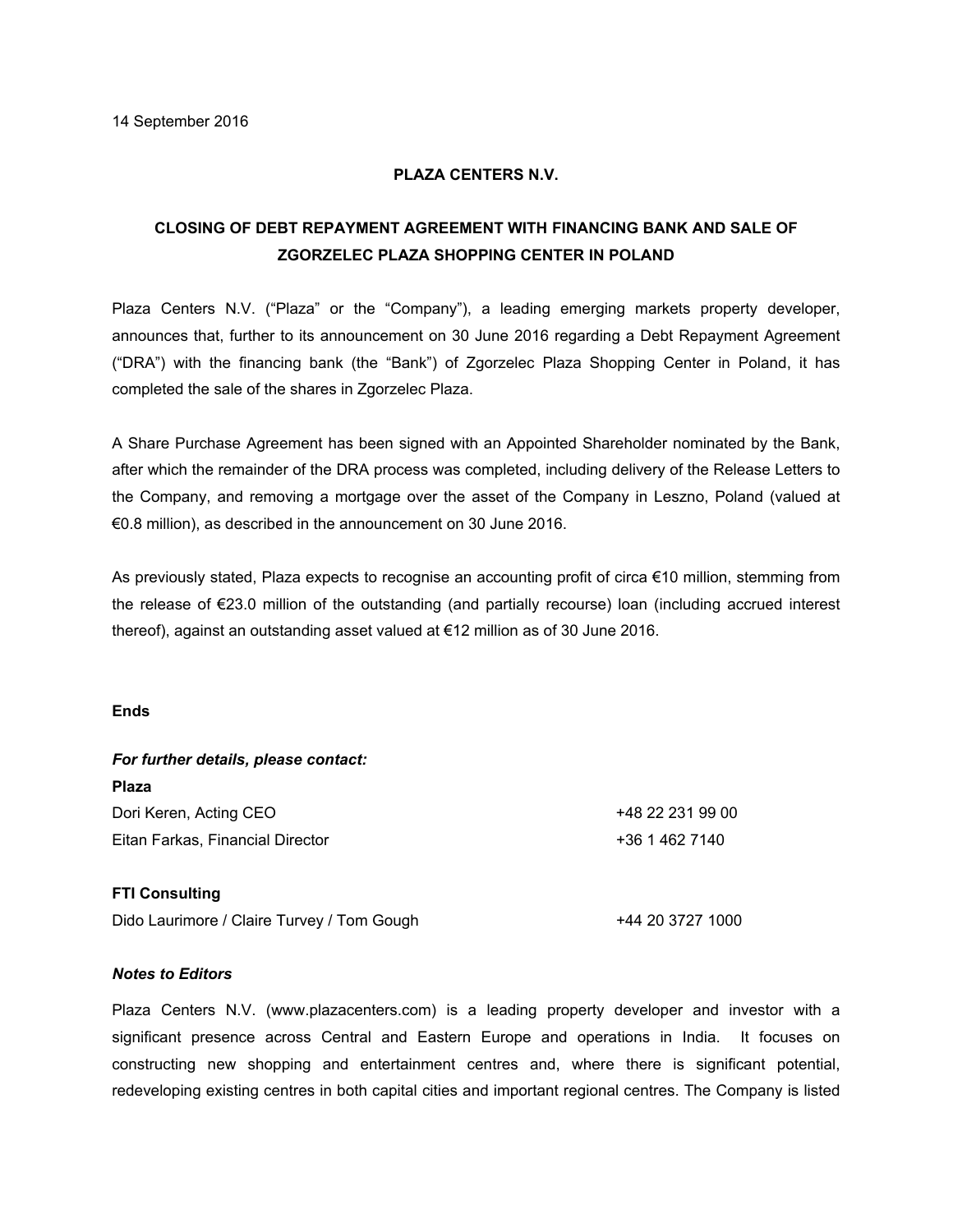14 September 2016

**PLAZA CENTERS N.V.**

**CLOSING OF DEBT REPAYMENT AGREEMENT WITH FINANCING BANK AND SALE OF ZGORZELEC PLAZA SHOPPING CENTER IN POLAND**

Plaza Centers N.V. ("Plaza" or the "Company"), a leading emerging markets property developer, announces that, further to its announcement on 30 June 2016 regarding a Debt Repayment Agreement ("DRA") with the financing bank (the "Bank") of Zgorzelec Plaza Shopping Center in Poland, it has completed the sale of the shares in Zgorzelec Plaza.

A Share Purchase Agreement has been signed with an Appointed Shareholder nominated by the Bank, after which the remainder of the DRA process was completed, including delivery of the Release Letters to the Company, and removing a mortgage over the asset of the Company in Leszno, Poland (valued at €0.8 million), as described in the announcement on 30 June 2016.

As previously stated, Plaza expects to recognise an accounting profit of circa €10 million, stemming from the release of €23.0 million of the outstanding (and partially recourse) loan (including accrued interest thereof), against an outstanding asset valued at €12 million as of 30 June 2016.

**Ends**

***For further details, please contact:***

**Plaza**

| | |
|---|---|
| Dori Keren, Acting CEO | +48 22 231 99 00 |
| Eitan Farkas, Financial Director | +36 1 462 7140 |

**FTI Consulting**

| | |
|---|---|
| Dido Laurimore / Claire Turvey / Tom Gough | +44 20 3727 1000 |

***Notes to Editors***

Plaza Centers N.V. (www.plazacenters.com) is a leading property developer and investor with a significant presence across Central and Eastern Europe and operations in India. It focuses on constructing new shopping and entertainment centres and, where there is significant potential, redeveloping existing centres in both capital cities and important regional centres. The Company is listed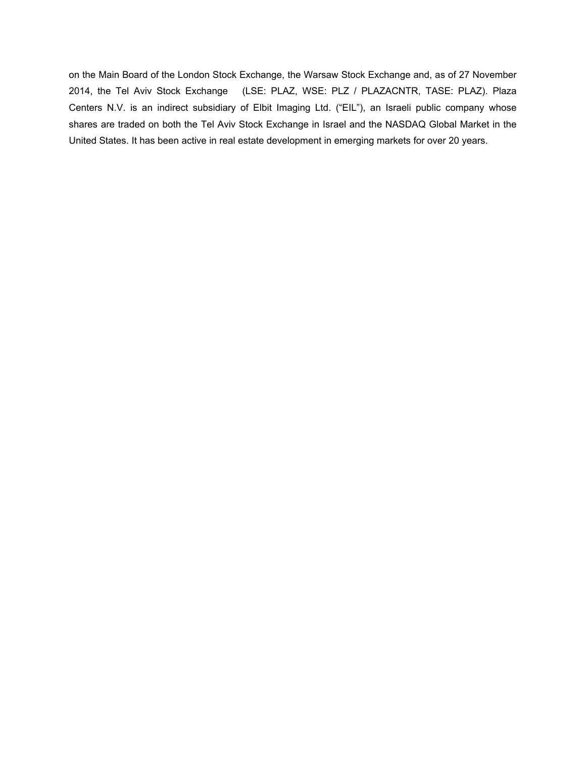on the Main Board of the London Stock Exchange, the Warsaw Stock Exchange and, as of 27 November 2014, the Tel Aviv Stock Exchange (LSE: PLAZ, WSE: PLZ / PLAZACNTR, TASE: PLAZ). Plaza Centers N.V. is an indirect subsidiary of Elbit Imaging Ltd. ("EIL"), an Israeli public company whose shares are traded on both the Tel Aviv Stock Exchange in Israel and the NASDAQ Global Market in the United States. It has been active in real estate development in emerging markets for over 20 years.